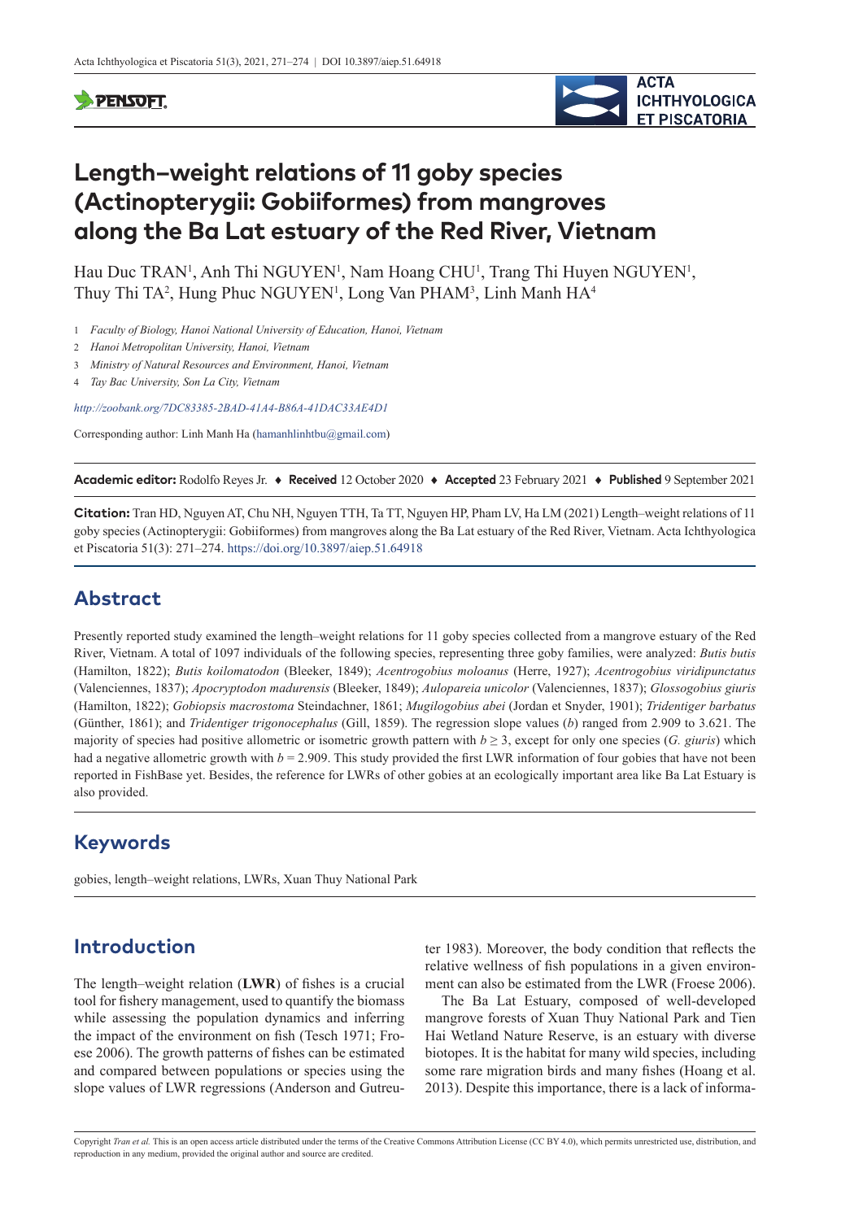# Length–weight relations of 11 goby species (Actinopterygii: Gobiiformes) from mangroves along the Ba Lat estuary of the Red River, Vietnam

Hau Duc TRAN[1], Anh Thi NGUYEN[1], Nam Hoang CHU[1], Trang Thi Huyen NGUYEN[1], Thuy Thi TA[2], Hung Phuc NGUYEN[1], Long Van PHAM[3], Linh Manh HA[4]

1 *Faculty of Biology, Hanoi National University of Education, Hanoi, Vietnam*

2 *Hanoi Metropolitan University, Hanoi, Vietnam*

3 *Ministry of Natural Resources and Environment, Hanoi, Vietnam*

4 *Tay Bac University, Son La City, Vietnam*

*http://zoobank.org/7DC83385-2BAD-41A4-B86A-41DAC33AE4D1*

Corresponding author: Linh Manh Ha (hamanhlinhtbu@gmail.com)

**Academic editor:** Rodolfo Reyes Jr. ♦ **Received** 12 October 2020 ♦ **Accepted** 23 February 2021 ♦ **Published** 9 September 2021

**Citation:** Tran HD, Nguyen AT, Chu NH, Nguyen TTH, Ta TT, Nguyen HP, Pham LV, Ha LM (2021) Length–weight relations of 11 goby species (Actinopterygii: Gobiiformes) from mangroves along the Ba Lat estuary of the Red River, Vietnam. Acta Ichthyologica et Piscatoria 51(3): 271–274. https://doi.org/10.3897/aiep.51.64918

## Abstract

Presently reported study examined the length–weight relations for 11 goby species collected from a mangrove estuary of the Red River, Vietnam. A total of 1097 individuals of the following species, representing three goby families, were analyzed: *Butis butis* (Hamilton, 1822); *Butis koilomatodon* (Bleeker, 1849); *Acentrogobius moloanus* (Herre, 1927); *Acentrogobius viridipunctatus* (Valenciennes, 1837); *Apocryptodon madurensis* (Bleeker, 1849); *Aulopareia unicolor* (Valenciennes, 1837); *Glossogobius giuris* (Hamilton, 1822); *Gobiopsis macrostoma* Steindachner, 1861; *Mugilogobius abei* (Jordan et Snyder, 1901); *Tridentiger barbatus* (Günther, 1861); and *Tridentiger trigonocephalus* (Gill, 1859). The regression slope values ($b$) ranged from 2.909 to 3.621. The majority of species had positive allometric or isometric growth pattern with $b \geq 3$, except for only one species (*G. giuris*) which had a negative allometric growth with $b = 2.909$. This study provided the first LWR information of four gobies that have not been reported in FishBase yet. Besides, the reference for LWRs of other gobies at an ecologically important area like Ba Lat Estuary is also provided.

## Keywords

gobies, length–weight relations, LWRs, Xuan Thuy National Park

## Introduction

The length–weight relation (**LWR**) of fishes is a crucial tool for fishery management, used to quantify the biomass while assessing the population dynamics and inferring the impact of the environment on fish (Tesch 1971; Froese 2006). The growth patterns of fishes can be estimated and compared between populations or species using the slope values of LWR regressions (Anderson and Gutreuter 1983). Moreover, the body condition that reflects the relative wellness of fish populations in a given environment can also be estimated from the LWR (Froese 2006).

The Ba Lat Estuary, composed of well-developed mangrove forests of Xuan Thuy National Park and Tien Hai Wetland Nature Reserve, is an estuary with diverse biotopes. It is the habitat for many wild species, including some rare migration birds and many fishes (Hoang et al. 2013). Despite this importance, there is a lack of informa-

Copyright *Tran et al.* This is an open access article distributed under the terms of the Creative Commons Attribution License (CC BY 4.0), which permits unrestricted use, distribution, and reproduction in any medium, provided the original author and source are credited.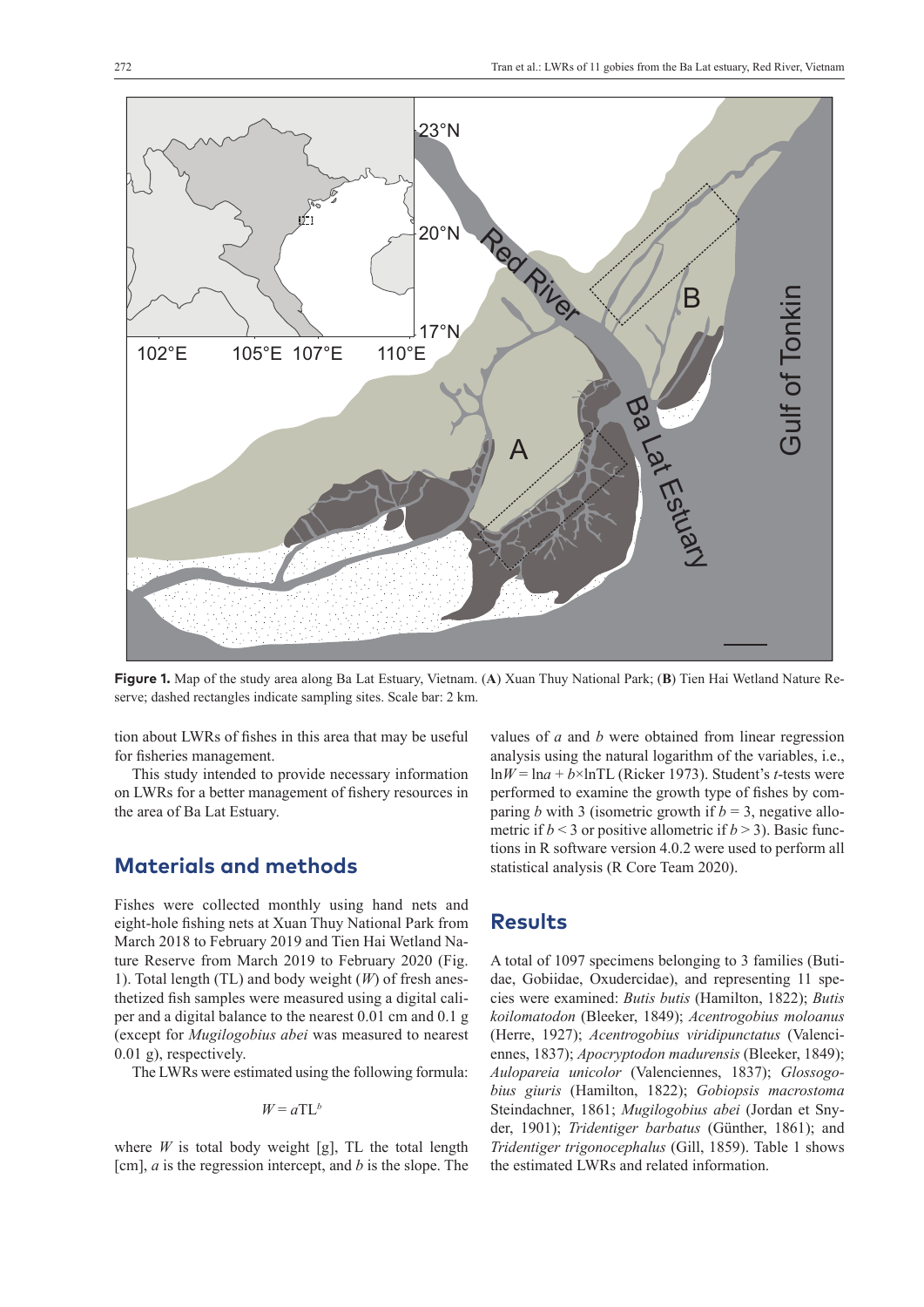Figure 1. Map of the study area along Ba Lat Estuary, Vietnam. (A) Xuan Thuy National Park; (B) Tien Hai Wetland Nature Reserve; dashed rectangles indicate sampling sites. Scale bar: 2 km.

tion about LWRs of fishes in this area that may be useful for fisheries management.

This study intended to provide necessary information on LWRs for a better management of fishery resources in the area of Ba Lat Estuary.

## Materials and methods

Fishes were collected monthly using hand nets and eight-hole fishing nets at Xuan Thuy National Park from March 2018 to February 2019 and Tien Hai Wetland Nature Reserve from March 2019 to February 2020 (Fig. 1). Total length (TL) and body weight ($W$) of fresh anesthetized fish samples were measured using a digital caliper and a digital balance to the nearest 0.01 cm and 0.1 g (except for *Mugilogobius abei* was measured to nearest 0.01 g), respectively.

The LWRs were estimated using the following formula:

$$W = a\text{TL}^{b}$$

where $W$ is total body weight [g], TL the total length [cm], $a$ is the regression intercept, and $b$ is the slope. The values of $a$ and $b$ were obtained from linear regression analysis using the natural logarithm of the variables, i.e., $\ln W = \ln a + b \times \ln \text{TL}$ (Ricker 1973). Student's $t$-tests were performed to examine the growth type of fishes by comparing $b$ with 3 (isometric growth if $b = 3$, negative allometric if $b < 3$ or positive allometric if $b > 3$). Basic functions in R software version 4.0.2 were used to perform all statistical analysis (R Core Team 2020).

## Results

A total of 1097 specimens belonging to 3 families (Butidae, Gobiidae, Oxudercidae), and representing 11 species were examined: *Butis butis* (Hamilton, 1822); *Butis koilomatodon* (Bleeker, 1849); *Acentrogobius moloanus* (Herre, 1927); *Acentrogobius viridipunctatus* (Valenciennes, 1837); *Apocryptodon madurensis* (Bleeker, 1849); *Aulopareia unicolor* (Valenciennes, 1837); *Glossogobius giuris* (Hamilton, 1822); *Gobiopsis macrostoma* Steindachner, 1861; *Mugilogobius abei* (Jordan et Snyder, 1901); *Tridentiger barbatus* (Günther, 1861); and *Tridentiger trigonocephalus* (Gill, 1859). Table 1 shows the estimated LWRs and related information.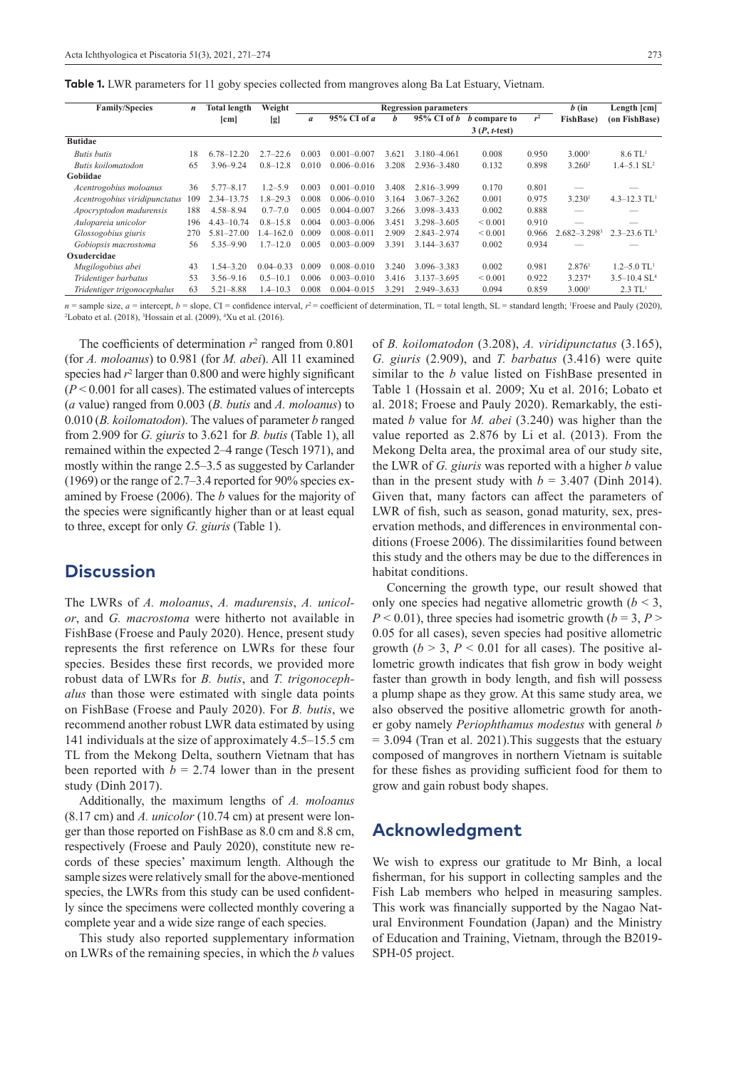**Table 1.** LWR parameters for 11 goby species collected from mangroves along Ba Lat Estuary, Vietnam.

| Family/Species | $n$ | Total length [cm] | Weight [g] | Regression parameters | | | | | | $b$ (in FishBase) | Length [cm] (on FishBase) |
|---|---|---|---|---|---|---|---|---|---|---|---|
| | | | | $a$ | 95% CI of $a$ | $b$ | 95% CI of $b$ | $b$ compare to 3 ($P$, $t$-test) | $r^2$ | | |
| **Butidae** | | | | | | | | | | | |
| *Butis butis* | 18 | 6.78–12.20 | 2.7–22.6 | 0.003 | 0.001–0.007 | 3.621 | 3.180–4.061 | 0.008 | 0.950 | 3.000[1] | 8.6 TL[1] |
| *Butis koilomatodon* | 65 | 3.96–9.24 | 0.8–12.8 | 0.010 | 0.006–0.016 | 3.208 | 2.936–3.480 | 0.132 | 0.898 | 3.260[2] | 1.4–5.1 SL[2] |
| **Gobiidae** | | | | | | | | | | | |
| *Acentrogobius moloanus* | 36 | 5.77–8.17 | 1.2–5.9 | 0.003 | 0.001–0.010 | 3.408 | 2.816–3.999 | 0.170 | 0.801 | — | — |
| *Acentrogobius viridipunctatus* | 109 | 2.34–13.75 | 1.8–29.3 | 0.008 | 0.006–0.010 | 3.164 | 3.067–3.262 | 0.001 | 0.975 | 3.230[1] | 4.3–12.3 TL[1] |
| *Apocryptodon madurensis* | 188 | 4.58–8.94 | 0.7–7.0 | 0.005 | 0.004–0.007 | 3.266 | 3.098–3.433 | 0.002 | 0.888 | — | — |
| *Aulopareia unicolor* | 196 | 4.43–10.74 | 0.8–15.8 | 0.004 | 0.003–0.006 | 3.451 | 3.298–3.605 | < 0.001 | 0.910 | — | — |
| *Glossogobius giuris* | 270 | 5.81–27.00 | 1.4–162.0 | 0.009 | 0.008–0.011 | 2.909 | 2.843–2.974 | < 0.001 | 0.966 | 2.682–3.298[3] | 2.3–23.6 TL[3] |
| *Gobiopsis macrostoma* | 56 | 5.35–9.90 | 1.7–12.0 | 0.005 | 0.003–0.009 | 3.391 | 3.144–3.637 | 0.002 | 0.934 | — | — |
| **Oxudercidae** | | | | | | | | | | | |
| *Mugilogobius abei* | 43 | 1.54–3.20 | 0.04–0.33 | 0.009 | 0.008–0.010 | 3.240 | 3.096–3.383 | 0.002 | 0.981 | 2.876[1] | 1.2–5.0 TL[1] |
| *Tridentiger barbatus* | 53 | 3.56–9.16 | 0.5–10.1 | 0.006 | 0.003–0.010 | 3.416 | 3.137–3.695 | < 0.001 | 0.922 | 3.237[4] | 3.5–10.4 SL[4] |
| *Tridentiger trigonocephalus* | 63 | 5.21–8.88 | 1.4–10.3 | 0.008 | 0.004–0.015 | 3.291 | 2.949–3.633 | 0.094 | 0.859 | 3.000[1] | 2.3 TL[1] |

$n$ = sample size, $a$ = intercept, $b$ = slope, CI = confidence interval, $r^2$ = coefficient of determination, TL = total length, SL = standard length; [1]Froese and Pauly (2020), [2]Lobato et al. (2018), [3]Hossain et al. (2009), [4]Xu et al. (2016).

The coefficients of determination $r^2$ ranged from 0.801 (for *A. moloanus*) to 0.981 (for *M. abei*). All 11 examined species had $r^2$ larger than 0.800 and were highly significant ($P < 0.001$ for all cases). The estimated values of intercepts ($a$ value) ranged from 0.003 (*B. butis* and *A. moloanus*) to 0.010 (*B. koilomatodon*). The values of parameter $b$ ranged from 2.909 for *G. giuris* to 3.621 for *B. butis* (Table 1), all remained within the expected 2–4 range (Tesch 1971), and mostly within the range 2.5–3.5 as suggested by Carlander (1969) or the range of 2.7–3.4 reported for 90% species examined by Froese (2006). The $b$ values for the majority of the species were significantly higher than or at least equal to three, except for only *G. giuris* (Table 1).

## Discussion

The LWRs of *A. moloanus*, *A. madurensis*, *A. unicolor*, and *G. macrostoma* were hitherto not available in FishBase (Froese and Pauly 2020). Hence, present study represents the first reference on LWRs for these four species. Besides these first records, we provided more robust data of LWRs for *B. butis*, and *T. trigonocephalus* than those were estimated with single data points on FishBase (Froese and Pauly 2020). For *B. butis*, we recommend another robust LWR data estimated by using 141 individuals at the size of approximately 4.5–15.5 cm TL from the Mekong Delta, southern Vietnam that has been reported with $b = 2.74$ lower than in the present study (Dinh 2017).

Additionally, the maximum lengths of *A. moloanus* (8.17 cm) and *A. unicolor* (10.74 cm) at present were longer than those reported on FishBase as 8.0 cm and 8.8 cm, respectively (Froese and Pauly 2020), constitute new records of these species' maximum length. Although the sample sizes were relatively small for the above-mentioned species, the LWRs from this study can be used confidently since the specimens were collected monthly covering a complete year and a wide size range of each species.

This study also reported supplementary information on LWRs of the remaining species, in which the $b$ values of *B. koilomatodon* (3.208), *A. viridipunctatus* (3.165), *G. giuris* (2.909), and *T. barbatus* (3.416) were quite similar to the $b$ value listed on FishBase presented in Table 1 (Hossain et al. 2009; Xu et al. 2016; Lobato et al. 2018; Froese and Pauly 2020). Remarkably, the estimated $b$ value for *M. abei* (3.240) was higher than the value reported as 2.876 by Li et al. (2013). From the Mekong Delta area, the proximal area of our study site, the LWR of *G. giuris* was reported with a higher $b$ value than in the present study with $b = 3.407$ (Dinh 2014). Given that, many factors can affect the parameters of LWR of fish, such as season, gonad maturity, sex, preservation methods, and differences in environmental conditions (Froese 2006). The dissimilarities found between this study and the others may be due to the differences in habitat conditions.

Concerning the growth type, our result showed that only one species had negative allometric growth ($b < 3$, $P < 0.01$), three species had isometric growth ($b = 3$, $P > 0.05$ for all cases), seven species had positive allometric growth ($b > 3$, $P < 0.01$ for all cases). The positive allometric growth indicates that fish grow in body weight faster than growth in body length, and fish will possess a plump shape as they grow. At this same study area, we also observed the positive allometric growth for another goby namely *Periophthamus modestus* with general $b = 3.094$ (Tran et al. 2021).This suggests that the estuary composed of mangroves in northern Vietnam is suitable for these fishes as providing sufficient food for them to grow and gain robust body shapes.

## Acknowledgment

We wish to express our gratitude to Mr Binh, a local fisherman, for his support in collecting samples and the Fish Lab members who helped in measuring samples. This work was financially supported by the Nagao Natural Environment Foundation (Japan) and the Ministry of Education and Training, Vietnam, through the B2019-SPH-05 project.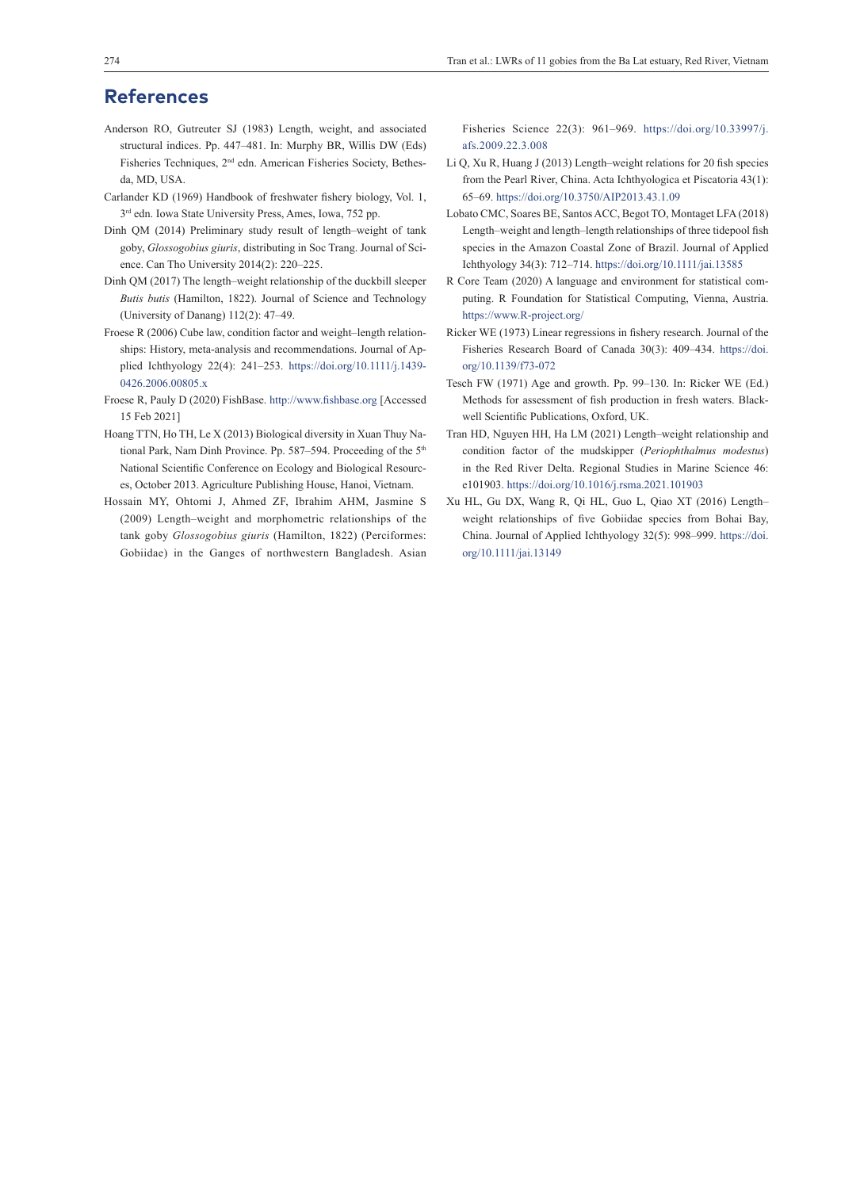## References

Anderson RO, Gutreuter SJ (1983) Length, weight, and associated structural indices. Pp. 447–481. In: Murphy BR, Willis DW (Eds) Fisheries Techniques, 2nd edn. American Fisheries Society, Bethesda, MD, USA.

Carlander KD (1969) Handbook of freshwater fishery biology, Vol. 1, 3rd edn. Iowa State University Press, Ames, Iowa, 752 pp.

Dinh QM (2014) Preliminary study result of length–weight of tank goby, *Glossogobius giuris*, distributing in Soc Trang. Journal of Science. Can Tho University 2014(2): 220–225.

Dinh QM (2017) The length–weight relationship of the duckbill sleeper *Butis butis* (Hamilton, 1822). Journal of Science and Technology (University of Danang) 112(2): 47–49.

Froese R (2006) Cube law, condition factor and weight–length relationships: History, meta-analysis and recommendations. Journal of Applied Ichthyology 22(4): 241–253. https://doi.org/10.1111/j.1439-0426.2006.00805.x

Froese R, Pauly D (2020) FishBase. http://www.fishbase.org [Accessed 15 Feb 2021]

Hoang TTN, Ho TH, Le X (2013) Biological diversity in Xuan Thuy National Park, Nam Dinh Province. Pp. 587–594. Proceeding of the 5th National Scientific Conference on Ecology and Biological Resources, October 2013. Agriculture Publishing House, Hanoi, Vietnam.

Hossain MY, Ohtomi J, Ahmed ZF, Ibrahim AHM, Jasmine S (2009) Length–weight and morphometric relationships of the tank goby *Glossogobius giuris* (Hamilton, 1822) (Perciformes: Gobiidae) in the Ganges of northwestern Bangladesh. Asian Fisheries Science 22(3): 961–969. https://doi.org/10.33997/j.afs.2009.22.3.008

Li Q, Xu R, Huang J (2013) Length–weight relations for 20 fish species from the Pearl River, China. Acta Ichthyologica et Piscatoria 43(1): 65–69. https://doi.org/10.3750/AIP2013.43.1.09

Lobato CMC, Soares BE, Santos ACC, Begot TO, Montaget LFA (2018) Length–weight and length–length relationships of three tidepool fish species in the Amazon Coastal Zone of Brazil. Journal of Applied Ichthyology 34(3): 712–714. https://doi.org/10.1111/jai.13585

R Core Team (2020) A language and environment for statistical computing. R Foundation for Statistical Computing, Vienna, Austria. https://www.R-project.org/

Ricker WE (1973) Linear regressions in fishery research. Journal of the Fisheries Research Board of Canada 30(3): 409–434. https://doi.org/10.1139/f73-072

Tesch FW (1971) Age and growth. Pp. 99–130. In: Ricker WE (Ed.) Methods for assessment of fish production in fresh waters. Blackwell Scientific Publications, Oxford, UK.

Tran HD, Nguyen HH, Ha LM (2021) Length–weight relationship and condition factor of the mudskipper (*Periophthalmus modestus*) in the Red River Delta. Regional Studies in Marine Science 46: e101903. https://doi.org/10.1016/j.rsma.2021.101903

Xu HL, Gu DX, Wang R, Qi HL, Guo L, Qiao XT (2016) Length–weight relationships of five Gobiidae species from Bohai Bay, China. Journal of Applied Ichthyology 32(5): 998–999. https://doi.org/10.1111/jai.13149